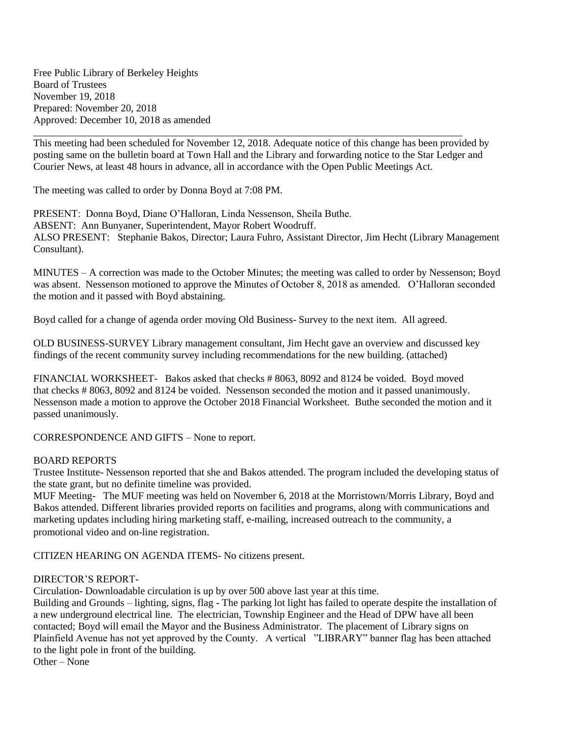Free Public Library of Berkeley Heights
Board of Trustees
November 19, 2018
Prepared: November 20, 2018
Approved: December 10, 2018 as amended

---

This meeting had been scheduled for November 12, 2018. Adequate notice of this change has been provided by posting same on the bulletin board at Town Hall and the Library and forwarding notice to the Star Ledger and Courier News, at least 48 hours in advance, all in accordance with the Open Public Meetings Act.

The meeting was called to order by Donna Boyd at 7:08 PM.

PRESENT: Donna Boyd, Diane O'Halloran, Linda Nessenson, Sheila Buthe.
ABSENT: Ann Bunyaner, Superintendent, Mayor Robert Woodruff.
ALSO PRESENT: Stephanie Bakos, Director; Laura Fuhro, Assistant Director, Jim Hecht (Library Management Consultant).

MINUTES – A correction was made to the October Minutes; the meeting was called to order by Nessenson; Boyd was absent. Nessenson motioned to approve the Minutes of October 8, 2018 as amended. O'Halloran seconded the motion and it passed with Boyd abstaining.

Boyd called for a change of agenda order moving Old Business- Survey to the next item. All agreed.

OLD BUSINESS-SURVEY Library management consultant, Jim Hecht gave an overview and discussed key findings of the recent community survey including recommendations for the new building. (attached)

FINANCIAL WORKSHEET- Bakos asked that checks # 8063, 8092 and 8124 be voided. Boyd moved that checks # 8063, 8092 and 8124 be voided. Nessenson seconded the motion and it passed unanimously. Nessenson made a motion to approve the October 2018 Financial Worksheet. Buthe seconded the motion and it passed unanimously.

CORRESPONDENCE AND GIFTS – None to report.

BOARD REPORTS
Trustee Institute- Nessenson reported that she and Bakos attended. The program included the developing status of the state grant, but no definite timeline was provided.
MUF Meeting- The MUF meeting was held on November 6, 2018 at the Morristown/Morris Library, Boyd and Bakos attended. Different libraries provided reports on facilities and programs, along with communications and marketing updates including hiring marketing staff, e-mailing, increased outreach to the community, a promotional video and on-line registration.

CITIZEN HEARING ON AGENDA ITEMS- No citizens present.

DIRECTOR'S REPORT-
Circulation- Downloadable circulation is up by over 500 above last year at this time.
Building and Grounds – lighting, signs, flag - The parking lot light has failed to operate despite the installation of a new underground electrical line. The electrician, Township Engineer and the Head of DPW have all been contacted; Boyd will email the Mayor and the Business Administrator. The placement of Library signs on Plainfield Avenue has not yet approved by the County. A vertical "LIBRARY" banner flag has been attached to the light pole in front of the building.
Other – None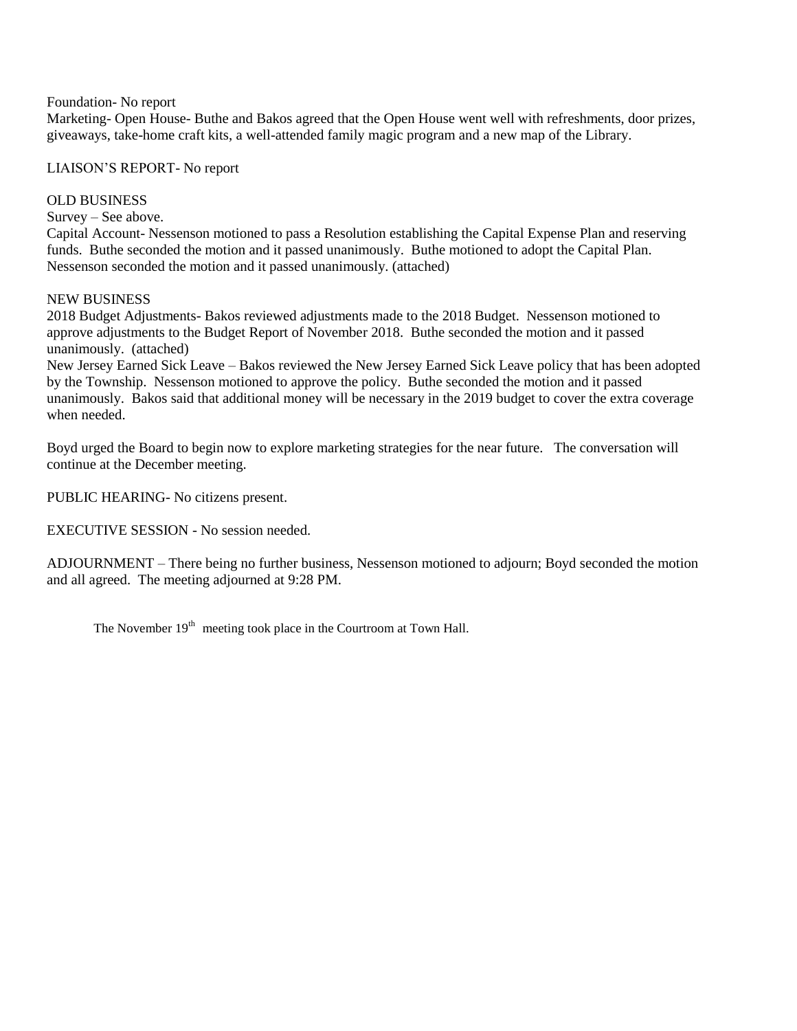Foundation- No report

Marketing- Open House- Buthe and Bakos agreed that the Open House went well with refreshments, door prizes, giveaways, take-home craft kits, a well-attended family magic program and a new map of the Library.

LIAISON'S REPORT- No report

OLD BUSINESS

Survey – See above.

Capital Account- Nessenson motioned to pass a Resolution establishing the Capital Expense Plan and reserving funds. Buthe seconded the motion and it passed unanimously. Buthe motioned to adopt the Capital Plan. Nessenson seconded the motion and it passed unanimously. (attached)

NEW BUSINESS

2018 Budget Adjustments- Bakos reviewed adjustments made to the 2018 Budget. Nessenson motioned to approve adjustments to the Budget Report of November 2018. Buthe seconded the motion and it passed unanimously. (attached)

New Jersey Earned Sick Leave – Bakos reviewed the New Jersey Earned Sick Leave policy that has been adopted by the Township. Nessenson motioned to approve the policy. Buthe seconded the motion and it passed unanimously. Bakos said that additional money will be necessary in the 2019 budget to cover the extra coverage when needed.

Boyd urged the Board to begin now to explore marketing strategies for the near future. The conversation will continue at the December meeting.

PUBLIC HEARING- No citizens present.

EXECUTIVE SESSION - No session needed.

ADJOURNMENT – There being no further business, Nessenson motioned to adjourn; Boyd seconded the motion and all agreed. The meeting adjourned at 9:28 PM.

The November 19th meeting took place in the Courtroom at Town Hall.